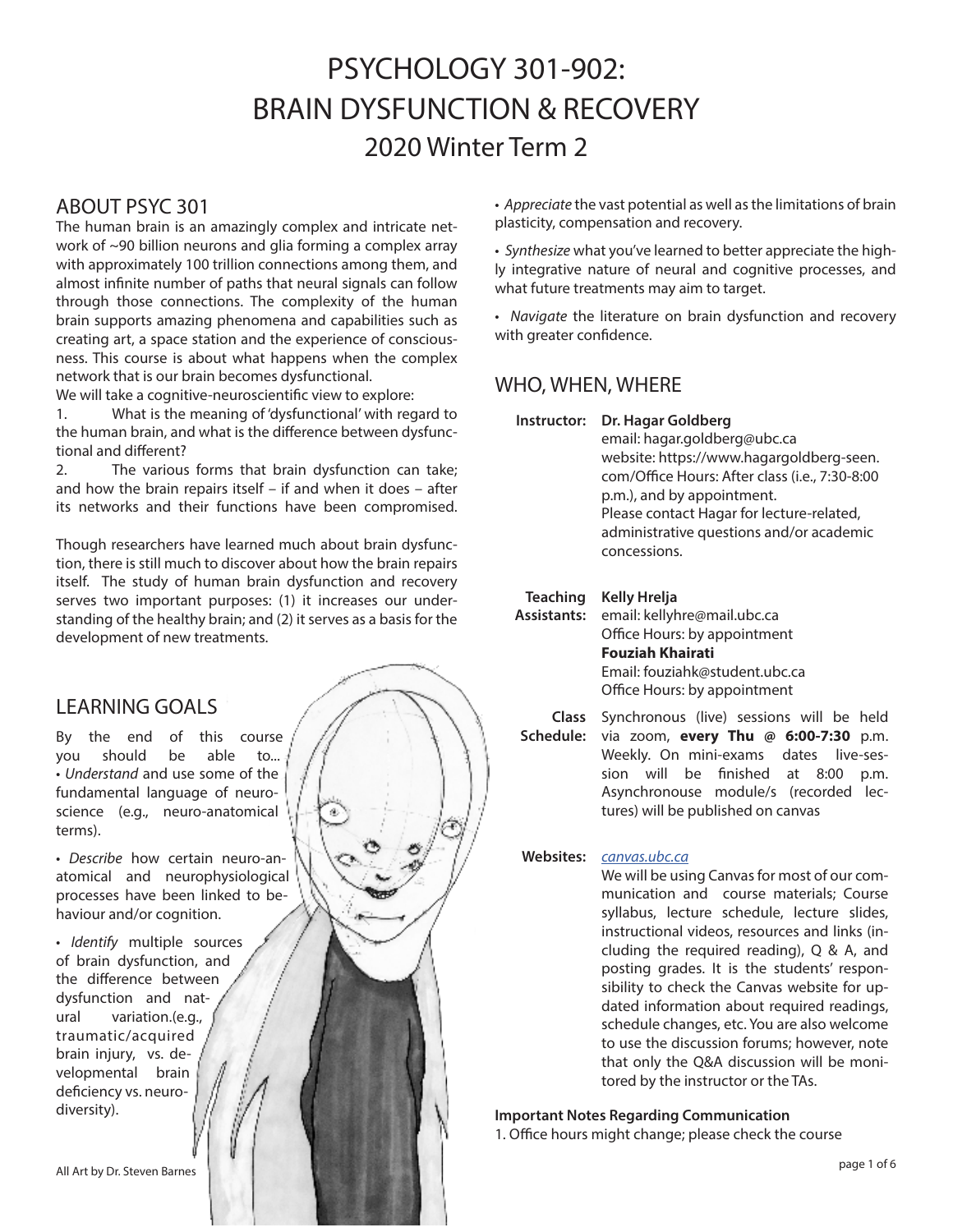# PSYCHOLOGY 301-902: BRAIN DYSFUNCTION & RECOVERY

## 2020 Winter Term 2

## ABOUT PSYC 301

The human brain is an amazingly complex and intricate network of ~90 billion neurons and glia forming a complex array with approximately 100 trillion connections among them, and almost infinite number of paths that neural signals can follow through those connections. The complexity of the human brain supports amazing phenomena and capabilities such as creating art, a space station and the experience of consciousness. This course is about what happens when the complex network that is our brain becomes dysfunctional.

We will take a cognitive-neuroscientific view to explore:

1. What is the meaning of 'dysfunctional' with regard to the human brain, and what is the difference between dysfunctional and different?
2. The various forms that brain dysfunction can take; and how the brain repairs itself – if and when it does – after its networks and their functions have been compromised.

Though researchers have learned much about brain dysfunction, there is still much to discover about how the brain repairs itself. The study of human brain dysfunction and recovery serves two important purposes: (1) it increases our understanding of the healthy brain; and (2) it serves as a basis for the development of new treatments.

## LEARNING GOALS

By the end of this course you should be able to...

- *Understand* and use some of the fundamental language of neuroscience (e.g., neuro-anatomical terms).
- *Describe* how certain neuro-anatomical and neurophysiological processes have been linked to behaviour and/or cognition.
- *Identify* multiple sources of brain dysfunction, and the difference between dysfunction and natural variation.(e.g., traumatic/acquired brain injury, vs. developmental brain deficiency vs. neurodiversity).
- *Appreciate* the vast potential as well as the limitations of brain plasticity, compensation and recovery.
- *Synthesize* what you've learned to better appreciate the highly integrative nature of neural and cognitive processes, and what future treatments may aim to target.
- *Navigate* the literature on brain dysfunction and recovery with greater confidence.

All Art by Dr. Steven Barnes

## WHO, WHEN, WHERE

**Instructor:** **Dr. Hagar Goldberg**
email: hagar.goldberg@ubc.ca
website: https://www.hagargoldberg-seen.com/Office Hours: After class (i.e., 7:30-8:00 p.m.), and by appointment.
Please contact Hagar for lecture-related, administrative questions and/or academic concessions.

**Teaching Assistants:** **Kelly Hrelja**
email: kellyhre@mail.ubc.ca
Office Hours: by appointment
**Fouziah Khairati**
Email: fouziahk@student.ubc.ca
Office Hours: by appointment

**Class Schedule:** Synchronous (live) sessions will be held via zoom, **every Thu @ 6:00-7:30** p.m. Weekly. On mini-exams dates live-session will be finished at 8:00 p.m. Asynchronouse module/s (recorded lectures) will be published on canvas

**Websites:** *canvas.ubc.ca*
We will be using Canvas for most of our communication and course materials; Course syllabus, lecture schedule, lecture slides, instructional videos, resources and links (including the required reading), Q & A, and posting grades. It is the students' responsibility to check the Canvas website for updated information about required readings, schedule changes, etc. You are also welcome to use the discussion forums; however, note that only the Q&A discussion will be monitored by the instructor or the TAs.

**Important Notes Regarding Communication**

1. Office hours might change; please check the course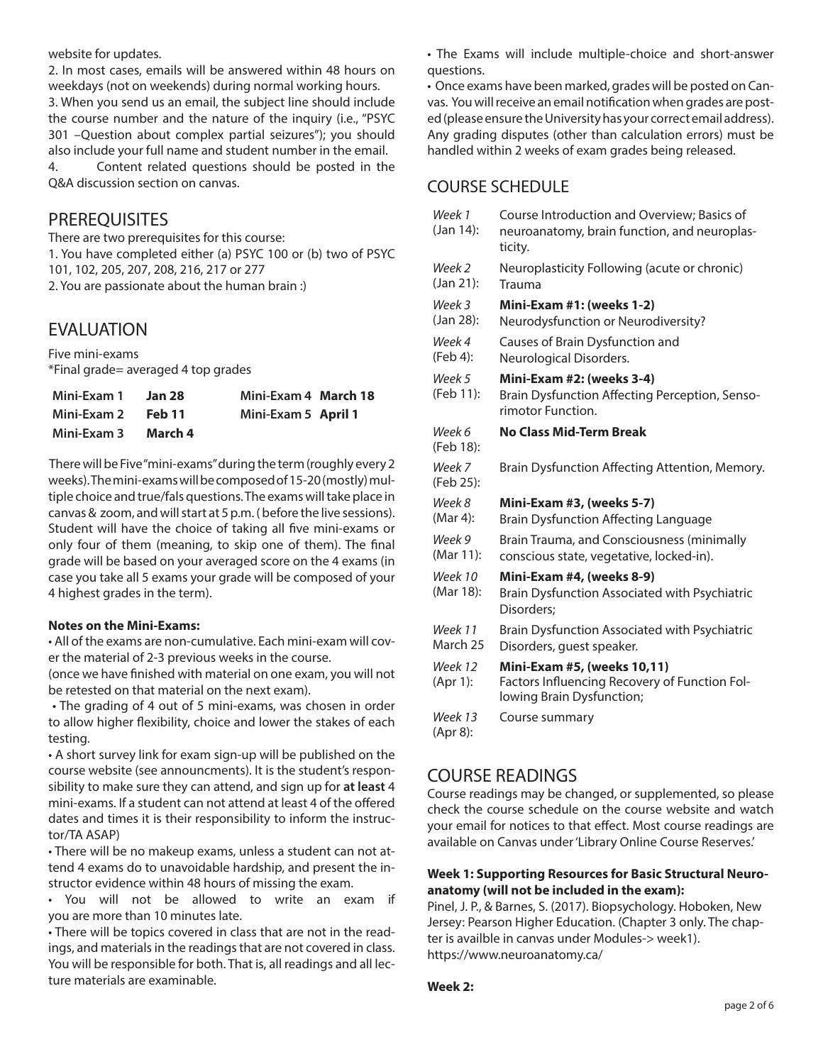website for updates.

2. In most cases, emails will be answered within 48 hours on weekdays (not on weekends) during normal working hours.

3. When you send us an email, the subject line should include the course number and the nature of the inquiry (i.e., "PSYC 301 –Question about complex partial seizures"); you should also include your full name and student number in the email.

4. Content related questions should be posted in the Q&A discussion section on canvas.

## PREREQUISITES

There are two prerequisites for this course:

1. You have completed either (a) PSYC 100 or (b) two of PSYC 101, 102, 205, 207, 208, 216, 217 or 277
2. You are passionate about the human brain :)

## EVALUATION

Five mini-exams
*Final grade= averaged 4 top grades

| | | | |
|---|---|---|---|
| **Mini-Exam 1** | **Jan 28** | **Mini-Exam 4** | **March 18** |
| **Mini-Exam 2** | **Feb 11** | **Mini-Exam 5** | **April 1** |
| **Mini-Exam 3** | **March 4** | | |

There will be Five "mini-exams" during the term (roughly every 2 weeks). The mini-exams will be composed of 15-20 (mostly) multiple choice and true/fals questions. The exams will take place in canvas & zoom, and will start at 5 p.m. ( before the live sessions). Student will have the choice of taking all five mini-exams or only four of them (meaning, to skip one of them). The final grade will be based on your averaged score on the 4 exams (in case you take all 5 exams your grade will be composed of your 4 highest grades in the term).

**Notes on the Mini-Exams:**

• All of the exams are non-cumulative. Each mini-exam will cover the material of 2-3 previous weeks in the course.
(once we have finished with material on one exam, you will not be retested on that material on the next exam).

• The grading of 4 out of 5 mini-exams, was chosen in order to allow higher flexibility, choice and lower the stakes of each testing.

• A short survey link for exam sign-up will be published on the course website (see announcments). It is the student's responsibility to make sure they can attend, and sign up for **at least** 4 mini-exams. If a student can not attend at least 4 of the offered dates and times it is their responsibility to inform the instructor/TA ASAP)

• There will be no makeup exams, unless a student can not attend 4 exams do to unavoidable hardship, and present the instructor evidence within 48 hours of missing the exam.

• You will not be allowed to write an exam if you are more than 10 minutes late.

• There will be topics covered in class that are not in the readings, and materials in the readings that are not covered in class. You will be responsible for both. That is, all readings and all lecture materials are examinable.

• The Exams will include multiple-choice and short-answer questions.

• Once exams have been marked, grades will be posted on Canvas. You will receive an email notification when grades are posted (please ensure the University has your correct email address). Any grading disputes (other than calculation errors) must be handled within 2 weeks of exam grades being released.

## COURSE SCHEDULE

| | |
|---|---|
| *Week 1* (Jan 14): | Course Introduction and Overview; Basics of neuroanatomy, brain function, and neuroplasticity. |
| *Week 2* (Jan 21): | Neuroplasticity Following (acute or chronic) Trauma |
| *Week 3* (Jan 28): | **Mini-Exam #1: (weeks 1-2)** Neurodysfunction or Neurodiversity? |
| *Week 4* (Feb 4): | Causes of Brain Dysfunction and Neurological Disorders. |
| *Week 5* (Feb 11): | **Mini-Exam #2: (weeks 3-4)** Brain Dysfunction Affecting Perception, Sensorimotor Function. |
| *Week 6* (Feb 18): | **No Class Mid-Term Break** |
| *Week 7* (Feb 25): | Brain Dysfunction Affecting Attention, Memory. |
| *Week 8* (Mar 4): | **Mini-Exam #3, (weeks 5-7)** Brain Dysfunction Affecting Language |
| *Week 9* (Mar 11): | Brain Trauma, and Consciousness (minimally conscious state, vegetative, locked-in). |
| *Week 10* (Mar 18): | **Mini-Exam #4, (weeks 8-9)** Brain Dysfunction Associated with Psychiatric Disorders; |
| *Week 11* March 25 | Brain Dysfunction Associated with Psychiatric Disorders, guest speaker. |
| *Week 12* (Apr 1): | **Mini-Exam #5, (weeks 10,11)** Factors Influencing Recovery of Function Following Brain Dysfunction; |
| *Week 13* (Apr 8): | Course summary |

## COURSE READINGS

Course readings may be changed, or supplemented, so please check the course schedule on the course website and watch your email for notices to that effect. Most course readings are available on Canvas under 'Library Online Course Reserves.'

**Week 1: Supporting Resources for Basic Structural Neuroanatomy (will not be included in the exam):**

Pinel, J. P., & Barnes, S. (2017). Biopsychology. Hoboken, New Jersey: Pearson Higher Education. (Chapter 3 only. The chapter is availble in canvas under Modules-> week1).
https://www.neuroanatomy.ca/

**Week 2:**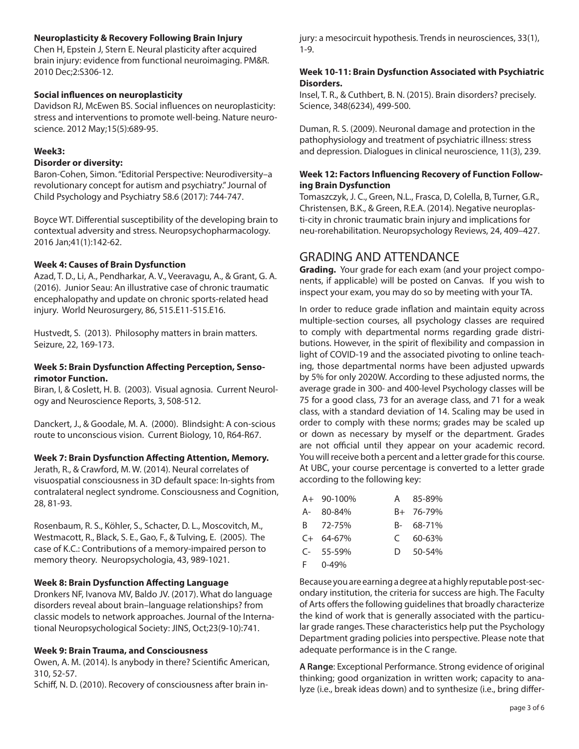**Neuroplasticity & Recovery Following Brain Injury**
Chen H, Epstein J, Stern E. Neural plasticity after acquired brain injury: evidence from functional neuroimaging. PM&R. 2010 Dec;2:S306-12.

**Social influences on neuroplasticity**
Davidson RJ, McEwen BS. Social influences on neuroplasticity: stress and interventions to promote well-being. Nature neuroscience. 2012 May;15(5):689-95.

**Week3:**

**Disorder or diversity:**
Baron-Cohen, Simon. "Editorial Perspective: Neurodiversity–a revolutionary concept for autism and psychiatry." Journal of Child Psychology and Psychiatry 58.6 (2017): 744-747.

Boyce WT. Differential susceptibility of the developing brain to contextual adversity and stress. Neuropsychopharmacology. 2016 Jan;41(1):142-62.

**Week 4: Causes of Brain Dysfunction**
Azad, T. D., Li, A., Pendharkar, A. V., Veeravagu, A., & Grant, G. A. (2016). Junior Seau: An illustrative case of chronic traumatic encephalopathy and update on chronic sports-related head injury. World Neurosurgery, 86, 515.E11-515.E16.

Hustvedt, S. (2013). Philosophy matters in brain matters. Seizure, 22, 169-173.

**Week 5: Brain Dysfunction Affecting Perception, Sensorimotor Function.**
Biran, I, & Coslett, H. B. (2003). Visual agnosia. Current Neurology and Neuroscience Reports, 3, 508-512.

Danckert, J., & Goodale, M. A. (2000). Blindsight: A con-scious route to unconscious vision. Current Biology, 10, R64-R67.

**Week 7: Brain Dysfunction Affecting Attention, Memory.**
Jerath, R., & Crawford, M. W. (2014). Neural correlates of visuospatial consciousness in 3D default space: In-sights from contralateral neglect syndrome. Consciousness and Cognition, 28, 81-93.

Rosenbaum, R. S., Köhler, S., Schacter, D. L., Moscovitch, M., Westmacott, R., Black, S. E., Gao, F., & Tulving, E. (2005). The case of K.C.: Contributions of a memory-impaired person to memory theory. Neuropsychologia, 43, 989-1021.

**Week 8: Brain Dysfunction Affecting Language**
Dronkers NF, Ivanova MV, Baldo JV. (2017). What do language disorders reveal about brain–language relationships? from classic models to network approaches. Journal of the International Neuropsychological Society: JINS, Oct;23(9-10):741.

**Week 9: Brain Trauma, and Consciousness**
Owen, A. M. (2014). Is anybody in there? Scientific American, 310, 52-57.
Schiff, N. D. (2010). Recovery of consciousness after brain injury: a mesocircuit hypothesis. Trends in neurosciences, 33(1), 1-9.

**Week 10-11: Brain Dysfunction Associated with Psychiatric Disorders.**
Insel, T. R., & Cuthbert, B. N. (2015). Brain disorders? precisely. Science, 348(6234), 499-500.

Duman, R. S. (2009). Neuronal damage and protection in the pathophysiology and treatment of psychiatric illness: stress and depression. Dialogues in clinical neuroscience, 11(3), 239.

**Week 12: Factors Influencing Recovery of Function Following Brain Dysfunction**
Tomaszczyk, J. C., Green, N.L., Frasca, D, Colella, B, Turner, G.R., Christensen, B.K., & Green, R.E.A. (2014). Negative neuroplasti-city in chronic traumatic brain injury and implications for neu-rorehabilitation. Neuropsychology Reviews, 24, 409–427.

## GRADING AND ATTENDANCE

**Grading.** Your grade for each exam (and your project components, if applicable) will be posted on Canvas. If you wish to inspect your exam, you may do so by meeting with your TA.

In order to reduce grade inflation and maintain equity across multiple-section courses, all psychology classes are required to comply with departmental norms regarding grade distributions. However, in the spirit of flexibility and compassion in light of COVID-19 and the associated pivoting to online teaching, those departmental norms have been adjusted upwards by 5% for only 2020W. According to these adjusted norms, the average grade in 300- and 400-level Psychology classes will be 75 for a good class, 73 for an average class, and 71 for a weak class, with a standard deviation of 14. Scaling may be used in order to comply with these norms; grades may be scaled up or down as necessary by myself or the department. Grades are not official until they appear on your academic record. You will receive both a percent and a letter grade for this course. At UBC, your course percentage is converted to a letter grade according to the following key:

| | | | |
|---|---|---|---|
| A+ | 90-100% | A | 85-89% |
| A- | 80-84% | B+ | 76-79% |
| B | 72-75% | B- | 68-71% |
| C+ | 64-67% | C | 60-63% |
| C- | 55-59% | D | 50-54% |
| F | 0-49% | | |

Because you are earning a degree at a highly reputable post-secondary institution, the criteria for success are high. The Faculty of Arts offers the following guidelines that broadly characterize the kind of work that is generally associated with the particular grade ranges. These characteristics help put the Psychology Department grading policies into perspective. Please note that adequate performance is in the C range.

**A Range**: Exceptional Performance. Strong evidence of original thinking; good organization in written work; capacity to analyze (i.e., break ideas down) and to synthesize (i.e., bring differ-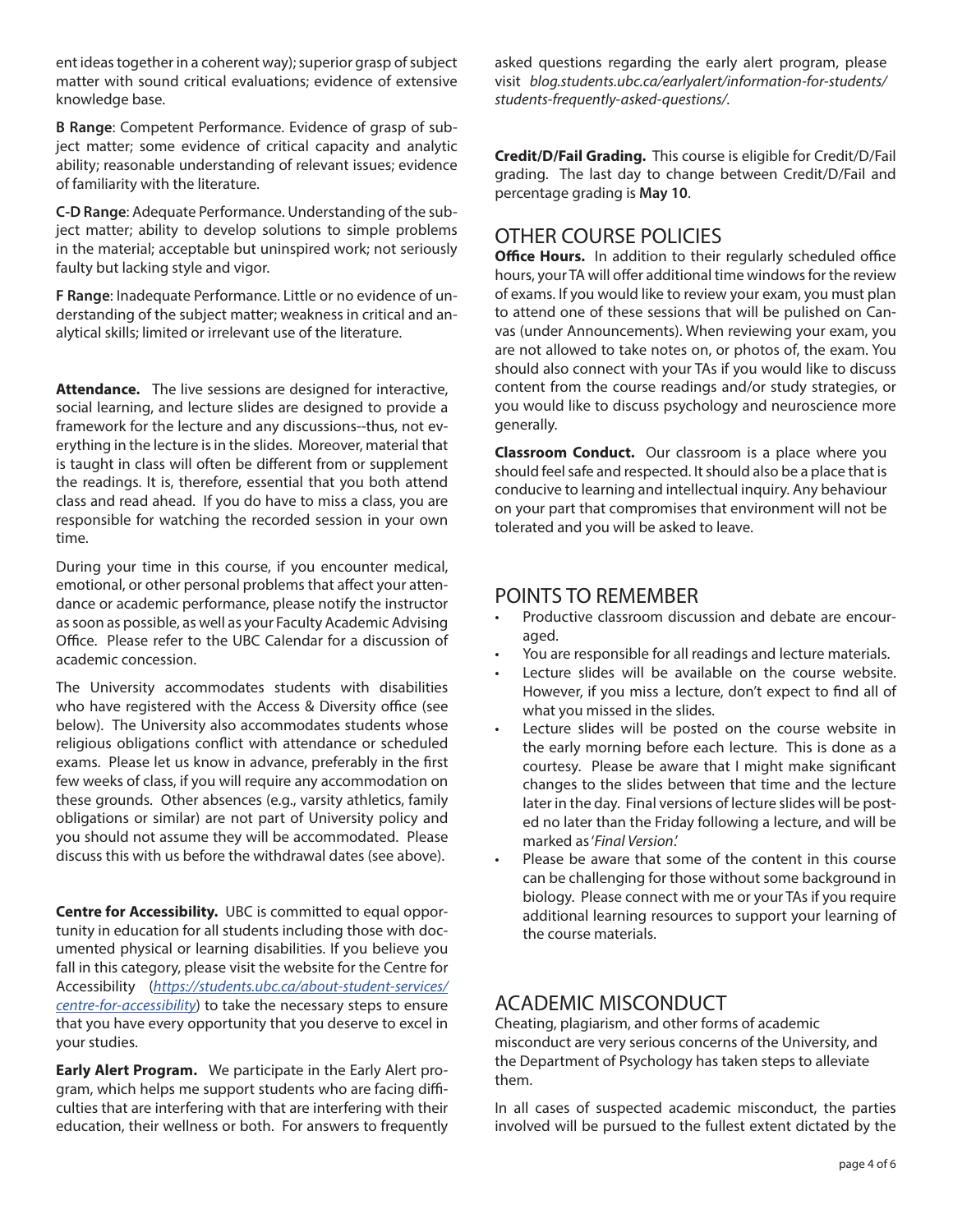ent ideas together in a coherent way); superior grasp of subject matter with sound critical evaluations; evidence of extensive knowledge base.

**B Range**: Competent Performance. Evidence of grasp of subject matter; some evidence of critical capacity and analytic ability; reasonable understanding of relevant issues; evidence of familiarity with the literature.

**C-D Range**: Adequate Performance. Understanding of the subject matter; ability to develop solutions to simple problems in the material; acceptable but uninspired work; not seriously faulty but lacking style and vigor.

**F Range**: Inadequate Performance. Little or no evidence of understanding of the subject matter; weakness in critical and analytical skills; limited or irrelevant use of the literature.

**Attendance.** The live sessions are designed for interactive, social learning, and lecture slides are designed to provide a framework for the lecture and any discussions--thus, not everything in the lecture is in the slides. Moreover, material that is taught in class will often be different from or supplement the readings. It is, therefore, essential that you both attend class and read ahead. If you do have to miss a class, you are responsible for watching the recorded session in your own time.

During your time in this course, if you encounter medical, emotional, or other personal problems that affect your attendance or academic performance, please notify the instructor as soon as possible, as well as your Faculty Academic Advising Office. Please refer to the UBC Calendar for a discussion of academic concession.

The University accommodates students with disabilities who have registered with the Access & Diversity office (see below). The University also accommodates students whose religious obligations conflict with attendance or scheduled exams. Please let us know in advance, preferably in the first few weeks of class, if you will require any accommodation on these grounds. Other absences (e.g., varsity athletics, family obligations or similar) are not part of University policy and you should not assume they will be accommodated. Please discuss this with us before the withdrawal dates (see above).

**Centre for Accessibility.** UBC is committed to equal opportunity in education for all students including those with documented physical or learning disabilities. If you believe you fall in this category, please visit the website for the Centre for Accessibility (*https://students.ubc.ca/about-student-services/centre-for-accessibility*) to take the necessary steps to ensure that you have every opportunity that you deserve to excel in your studies.

**Early Alert Program.** We participate in the Early Alert program, which helps me support students who are facing difficulties that are interfering with that are interfering with their education, their wellness or both. For answers to frequently asked questions regarding the early alert program, please visit *blog.students.ubc.ca/earlyalert/information-for-students/students-frequently-asked-questions/*.

**Credit/D/Fail Grading.** This course is eligible for Credit/D/Fail grading. The last day to change between Credit/D/Fail and percentage grading is **May 10**.

## OTHER COURSE POLICIES

**Office Hours.** In addition to their regularly scheduled office hours, your TA will offer additional time windows for the review of exams. If you would like to review your exam, you must plan to attend one of these sessions that will be pulished on Canvas (under Announcements). When reviewing your exam, you are not allowed to take notes on, or photos of, the exam. You should also connect with your TAs if you would like to discuss content from the course readings and/or study strategies, or you would like to discuss psychology and neuroscience more generally.

**Classroom Conduct.** Our classroom is a place where you should feel safe and respected. It should also be a place that is conducive to learning and intellectual inquiry. Any behaviour on your part that compromises that environment will not be tolerated and you will be asked to leave.

## POINTS TO REMEMBER

- Productive classroom discussion and debate are encouraged.
- You are responsible for all readings and lecture materials.
- Lecture slides will be available on the course website. However, if you miss a lecture, don't expect to find all of what you missed in the slides.
- Lecture slides will be posted on the course website in the early morning before each lecture. This is done as a courtesy. Please be aware that I might make significant changes to the slides between that time and the lecture later in the day. Final versions of lecture slides will be posted no later than the Friday following a lecture, and will be marked as '*Final Version*.'
- Please be aware that some of the content in this course can be challenging for those without some background in biology. Please connect with me or your TAs if you require additional learning resources to support your learning of the course materials.

## ACADEMIC MISCONDUCT

Cheating, plagiarism, and other forms of academic misconduct are very serious concerns of the University, and the Department of Psychology has taken steps to alleviate them.

In all cases of suspected academic misconduct, the parties involved will be pursued to the fullest extent dictated by the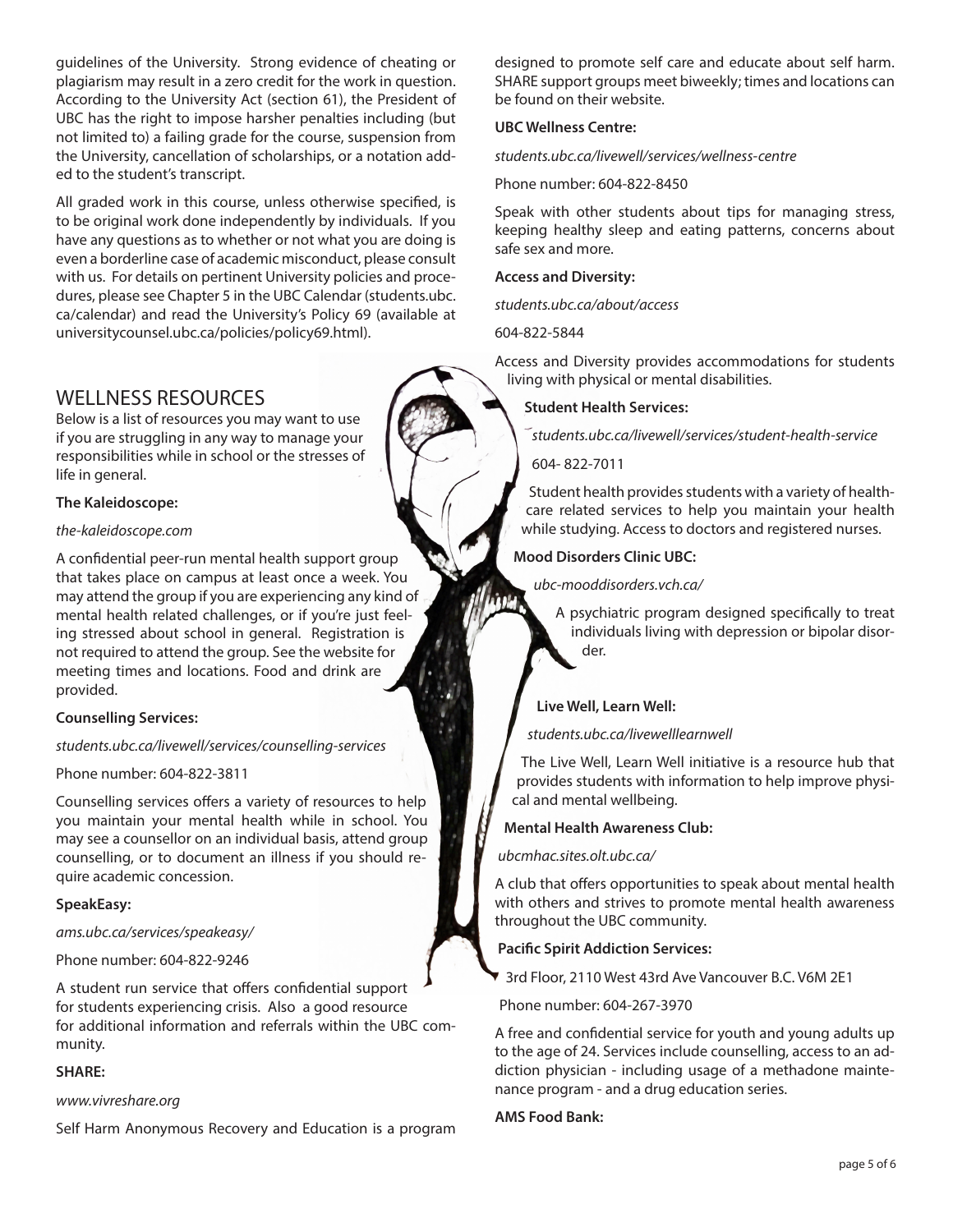guidelines of the University. Strong evidence of cheating or plagiarism may result in a zero credit for the work in question. According to the University Act (section 61), the President of UBC has the right to impose harsher penalties including (but not limited to) a failing grade for the course, suspension from the University, cancellation of scholarships, or a notation added to the student's transcript.

All graded work in this course, unless otherwise specified, is to be original work done independently by individuals. If you have any questions as to whether or not what you are doing is even a borderline case of academic misconduct, please consult with us. For details on pertinent University policies and procedures, please see Chapter 5 in the UBC Calendar (students.ubc.ca/calendar) and read the University's Policy 69 (available at universitycounsel.ubc.ca/policies/policy69.html).

## WELLNESS RESOURCES

Below is a list of resources you may want to use if you are struggling in any way to manage your responsibilities while in school or the stresses of life in general.

**The Kaleidoscope:**

*the-kaleidoscope.com*

A confidential peer-run mental health support group that takes place on campus at least once a week. You may attend the group if you are experiencing any kind of mental health related challenges, or if you're just feeling stressed about school in general. Registration is not required to attend the group. See the website for meeting times and locations. Food and drink are provided.

**Counselling Services:**

*students.ubc.ca/livewell/services/counselling-services*

Phone number: 604-822-3811

Counselling services offers a variety of resources to help you maintain your mental health while in school. You may see a counsellor on an individual basis, attend group counselling, or to document an illness if you should require academic concession.

**SpeakEasy:**

*ams.ubc.ca/services/speakeasy/*

Phone number: 604-822-9246

A student run service that offers confidential support for students experiencing crisis. Also a good resource for additional information and referrals within the UBC community.

**SHARE:**

*www.vivreshare.org*

Self Harm Anonymous Recovery and Education is a program designed to promote self care and educate about self harm. SHARE support groups meet biweekly; times and locations can be found on their website.

**UBC Wellness Centre:**

*students.ubc.ca/livewell/services/wellness-centre*

Phone number: 604-822-8450

Speak with other students about tips for managing stress, keeping healthy sleep and eating patterns, concerns about safe sex and more.

**Access and Diversity:**

*students.ubc.ca/about/access*

604-822-5844

Access and Diversity provides accommodations for students living with physical or mental disabilities.

**Student Health Services:**

*students.ubc.ca/livewell/services/student-health-service*

604- 822-7011

Student health provides students with a variety of healthcare related services to help you maintain your health while studying. Access to doctors and registered nurses.

**Mood Disorders Clinic UBC:**

*ubc-mooddisorders.vch.ca/*

A psychiatric program designed specifically to treat individuals living with depression or bipolar disorder.

**Live Well, Learn Well:**

*students.ubc.ca/livewelllearnwell*

The Live Well, Learn Well initiative is a resource hub that provides students with information to help improve physical and mental wellbeing.

**Mental Health Awareness Club:**

*ubcmhac.sites.olt.ubc.ca/*

A club that offers opportunities to speak about mental health with others and strives to promote mental health awareness throughout the UBC community.

**Pacific Spirit Addiction Services:**

3rd Floor, 2110 West 43rd Ave Vancouver B.C. V6M 2E1

Phone number: 604-267-3970

A free and confidential service for youth and young adults up to the age of 24. Services include counselling, access to an addiction physician - including usage of a methadone maintenance program - and a drug education series.

**AMS Food Bank:**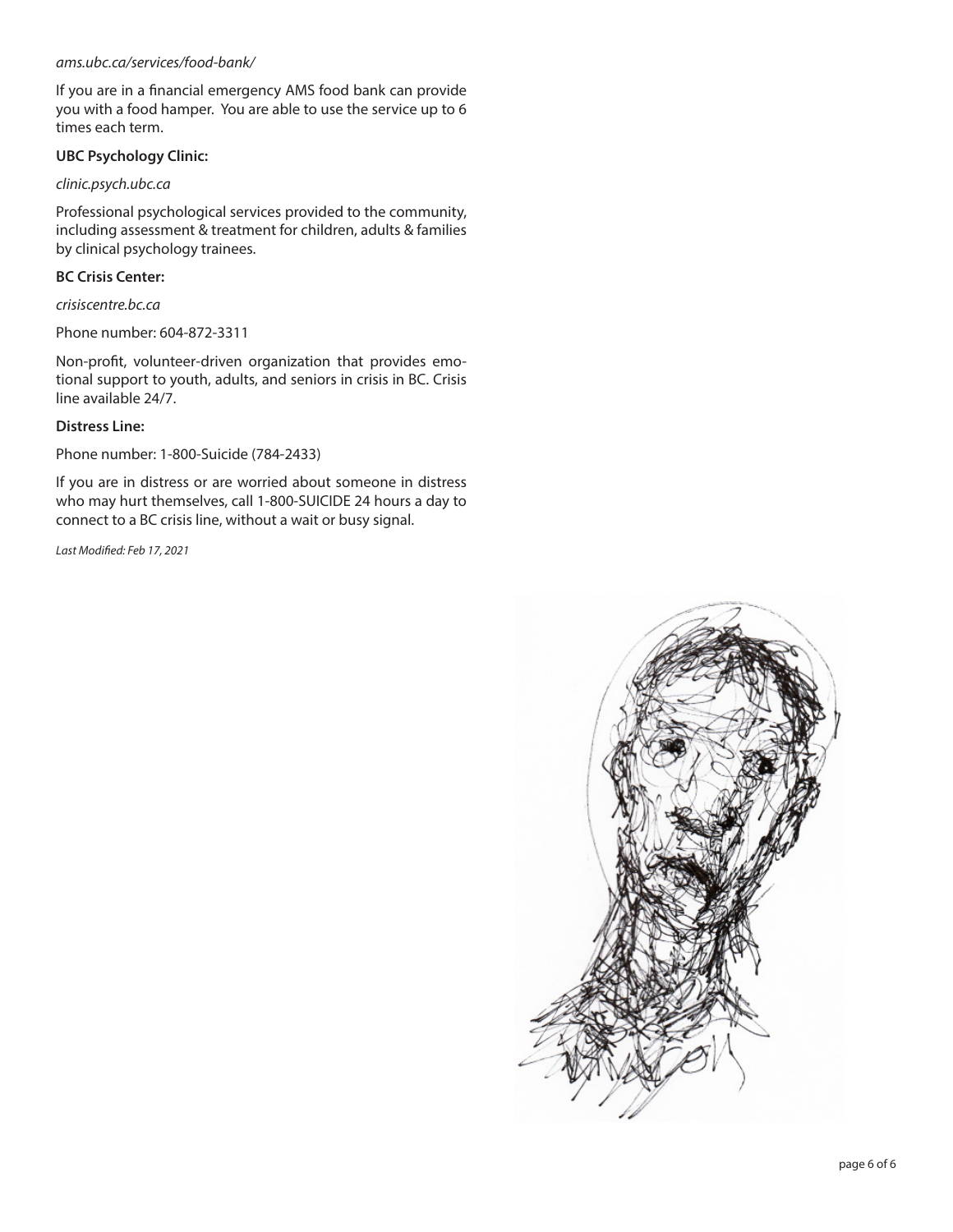*ams.ubc.ca/services/food-bank/*

If you are in a financial emergency AMS food bank can provide you with a food hamper. You are able to use the service up to 6 times each term.

**UBC Psychology Clinic:**

*clinic.psych.ubc.ca*

Professional psychological services provided to the community, including assessment & treatment for children, adults & families by clinical psychology trainees.

**BC Crisis Center:**

*crisiscentre.bc.ca*

Phone number: 604-872-3311

Non-profit, volunteer-driven organization that provides emotional support to youth, adults, and seniors in crisis in BC. Crisis line available 24/7.

**Distress Line:**

Phone number: 1-800-Suicide (784-2433)

If you are in distress or are worried about someone in distress who may hurt themselves, call 1-800-SUICIDE 24 hours a day to connect to a BC crisis line, without a wait or busy signal.

*Last Modified: Feb 17, 2021*